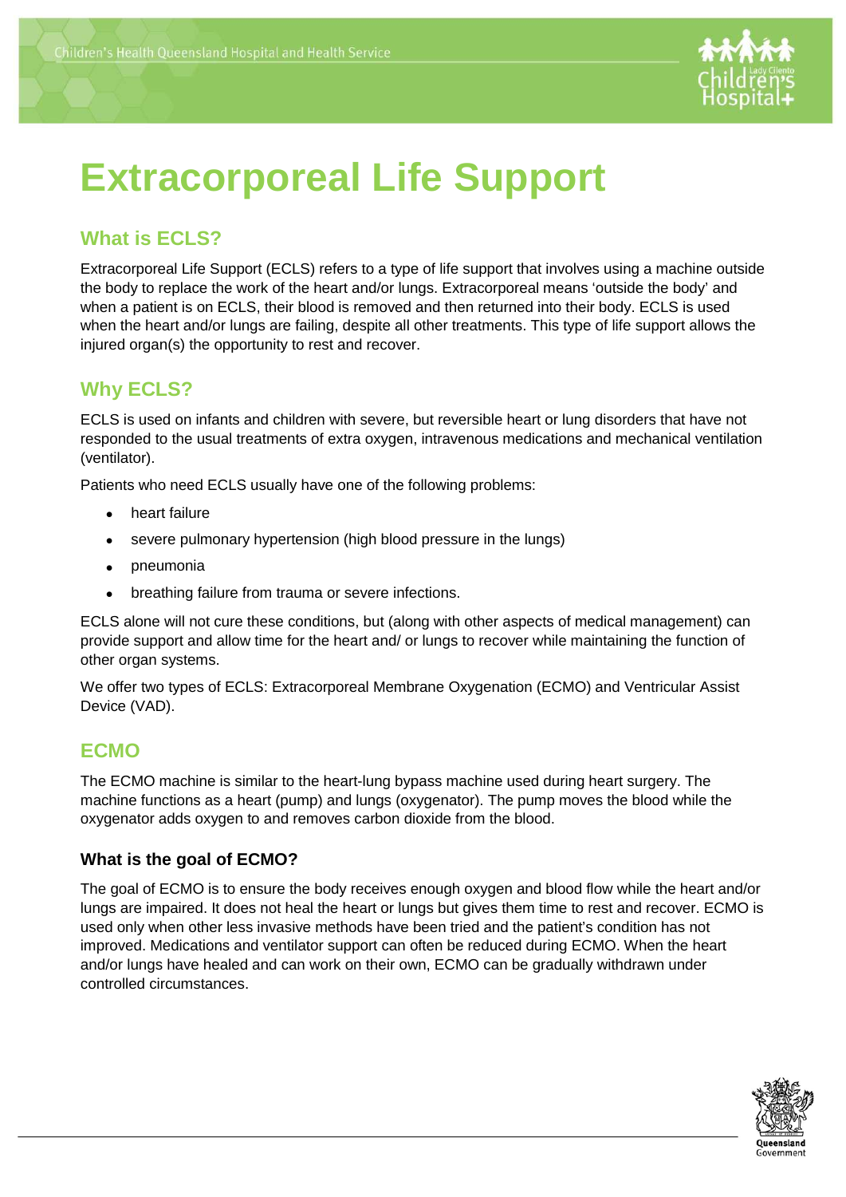# Extracorporeal Life Support

## What is ECLS?

Extracorporeal Life Support (ECLS) refers to a type of life support that involves using a machine outside the body to replace the work of the heart and/or lungs. Extracorporeal means 'outside the body' and when a patient is on ECLS, their blood is removed and then returned into their body. ECLS is used when the heart and/or lungs are failing, despite all other treatments. This type of life support allows the injured organ(s) the opportunity to rest and recover.

## Why ECLS?

ECLS is used on infants and children with severe, but reversible heart or lung disorders that have not responded to the usual treatments of extra oxygen, intravenous medications and mechanical ventilation (ventilator).

Patients who need ECLS usually have one of the following problems:

- heart failure
- severe pulmonary hypertension (high blood pressure in the lungs)
- pneumonia
- breathing failure from trauma or severe infections.

ECLS alone will not cure these conditions, but (along with other aspects of medical management) can provide support and allow time for the heart and/ or lungs to recover while maintaining the function of other organ systems.

We offer two types of ECLS: Extracorporeal Membrane Oxygenation (ECMO) and Ventricular Assist Device (VAD).

## ECMO

The ECMO machine is similar to the heart-lung bypass machine used during heart surgery. The machine functions as a heart (pump) and lungs (oxygenator). The pump moves the blood while the oxygenator adds oxygen to and removes carbon dioxide from the blood.

### What is the goal of ECMO?

The goal of ECMO is to ensure the body receives enough oxygen and blood flow while the heart and/or lungs are impaired. It does not heal the heart or lungs but gives them time to rest and recover. ECMO is used only when other less invasive methods have been tried and the patient's condition has not improved. Medications and ventilator support can often be reduced during ECMO. When the heart and/or lungs have healed and can work on their own, ECMO can be gradually withdrawn under controlled circumstances.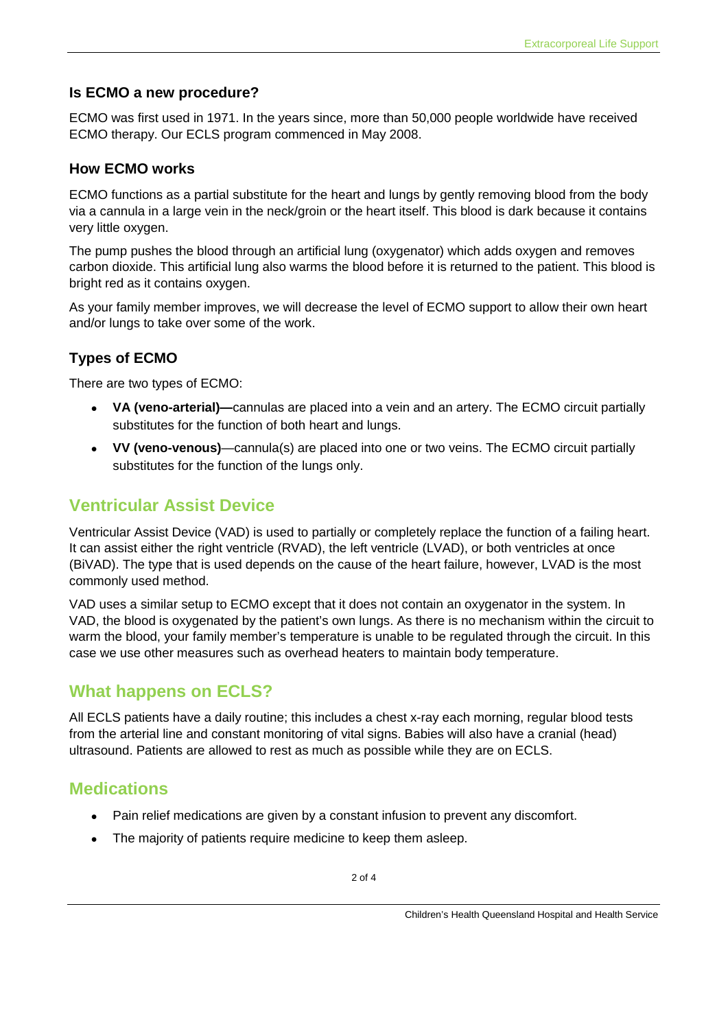### Is ECMO a new procedure?

ECMO was first used in 1971. In the years since, more than 50,000 people worldwide have received ECMO therapy. Our ECLS program commenced in May 2008.

### How ECMO works

ECMO functions as a partial substitute for the heart and lungs by gently removing blood from the body via a cannula in a large vein in the neck/groin or the heart itself. This blood is dark because it contains very little oxygen.

The pump pushes the blood through an artificial lung (oxygenator) which adds oxygen and removes carbon dioxide. This artificial lung also warms the blood before it is returned to the patient. This blood is bright red as it contains oxygen.

As your family member improves, we will decrease the level of ECMO support to allow their own heart and/or lungs to take over some of the work.

### Types of ECMO

There are two types of ECMO:

- **VA (veno-arterial)—**cannulas are placed into a vein and an artery. The ECMO circuit partially substitutes for the function of both heart and lungs.
- **VV (veno-venous)**—cannula(s) are placed into one or two veins. The ECMO circuit partially substitutes for the function of the lungs only.

## Ventricular Assist Device

Ventricular Assist Device (VAD) is used to partially or completely replace the function of a failing heart. It can assist either the right ventricle (RVAD), the left ventricle (LVAD), or both ventricles at once (BiVAD). The type that is used depends on the cause of the heart failure, however, LVAD is the most commonly used method.

VAD uses a similar setup to ECMO except that it does not contain an oxygenator in the system. In VAD, the blood is oxygenated by the patient's own lungs. As there is no mechanism within the circuit to warm the blood, your family member's temperature is unable to be regulated through the circuit. In this case we use other measures such as overhead heaters to maintain body temperature.

## What happens on ECLS?

All ECLS patients have a daily routine; this includes a chest x-ray each morning, regular blood tests from the arterial line and constant monitoring of vital signs. Babies will also have a cranial (head) ultrasound. Patients are allowed to rest as much as possible while they are on ECLS.

## Medications

- Pain relief medications are given by a constant infusion to prevent any discomfort.
- The majority of patients require medicine to keep them asleep.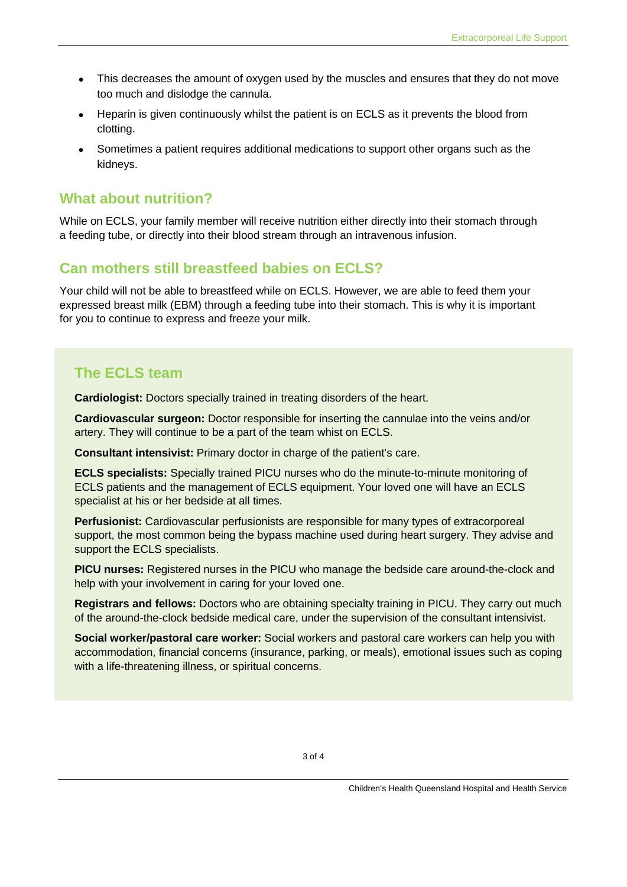- This decreases the amount of oxygen used by the muscles and ensures that they do not move too much and dislodge the cannula.
- Heparin is given continuously whilst the patient is on ECLS as it prevents the blood from clotting.
- Sometimes a patient requires additional medications to support other organs such as the kidneys.

## What about nutrition?

While on ECLS, your family member will receive nutrition either directly into their stomach through a feeding tube, or directly into their blood stream through an intravenous infusion.

## Can mothers still breastfeed babies on ECLS?

Your child will not be able to breastfeed while on ECLS. However, we are able to feed them your expressed breast milk (EBM) through a feeding tube into their stomach. This is why it is important for you to continue to express and freeze your milk.

## The ECLS team

**Cardiologist:** Doctors specially trained in treating disorders of the heart.

**Cardiovascular surgeon:** Doctor responsible for inserting the cannulae into the veins and/or artery. They will continue to be a part of the team whist on ECLS.

**Consultant intensivist:** Primary doctor in charge of the patient's care.

**ECLS specialists:** Specially trained PICU nurses who do the minute-to-minute monitoring of ECLS patients and the management of ECLS equipment. Your loved one will have an ECLS specialist at his or her bedside at all times.

**Perfusionist:** Cardiovascular perfusionists are responsible for many types of extracorporeal support, the most common being the bypass machine used during heart surgery. They advise and support the ECLS specialists.

**PICU nurses:** Registered nurses in the PICU who manage the bedside care around-the-clock and help with your involvement in caring for your loved one.

**Registrars and fellows:** Doctors who are obtaining specialty training in PICU. They carry out much of the around-the-clock bedside medical care, under the supervision of the consultant intensivist.

**Social worker/pastoral care worker:** Social workers and pastoral care workers can help you with accommodation, financial concerns (insurance, parking, or meals), emotional issues such as coping with a life-threatening illness, or spiritual concerns.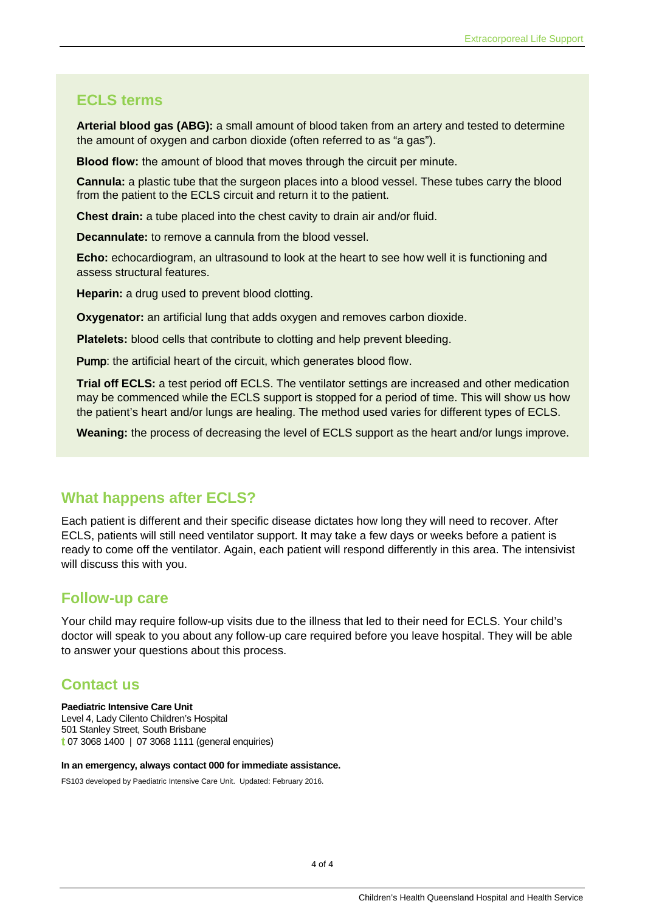## ECLS terms

**Arterial blood gas (ABG):** a small amount of blood taken from an artery and tested to determine the amount of oxygen and carbon dioxide (often referred to as “a gas”).

**Blood flow:** the amount of blood that moves through the circuit per minute.

**Cannula:** a plastic tube that the surgeon places into a blood vessel. These tubes carry the blood from the patient to the ECLS circuit and return it to the patient.

**Chest drain:** a tube placed into the chest cavity to drain air and/or fluid.

**Decannulate:** to remove a cannula from the blood vessel.

**Echo:** echocardiogram, an ultrasound to look at the heart to see how well it is functioning and assess structural features.

**Heparin:** a drug used to prevent blood clotting.

**Oxygenator:** an artificial lung that adds oxygen and removes carbon dioxide.

**Platelets:** blood cells that contribute to clotting and help prevent bleeding.

**Pump**: the artificial heart of the circuit, which generates blood flow.

**Trial off ECLS:** a test period off ECLS. The ventilator settings are increased and other medication may be commenced while the ECLS support is stopped for a period of time. This will show us how the patient’s heart and/or lungs are healing. The method used varies for different types of ECLS.

**Weaning:** the process of decreasing the level of ECLS support as the heart and/or lungs improve.

## What happens after ECLS?

Each patient is different and their specific disease dictates how long they will need to recover. After ECLS, patients will still need ventilator support. It may take a few days or weeks before a patient is ready to come off the ventilator. Again, each patient will respond differently in this area. The intensivist will discuss this with you.

## Follow-up care

Your child may require follow-up visits due to the illness that led to their need for ECLS. Your child’s doctor will speak to you about any follow-up care required before you leave hospital. They will be able to answer your questions about this process.

## Contact us

**Paediatric Intensive Care Unit**
Level 4, Lady Cilento Children’s Hospital
501 Stanley Street, South Brisbane
t 07 3068 1400 | 07 3068 1111 (general enquiries)

**In an emergency, always contact 000 for immediate assistance.**

FS103 developed by Paediatric Intensive Care Unit. Updated: February 2016.